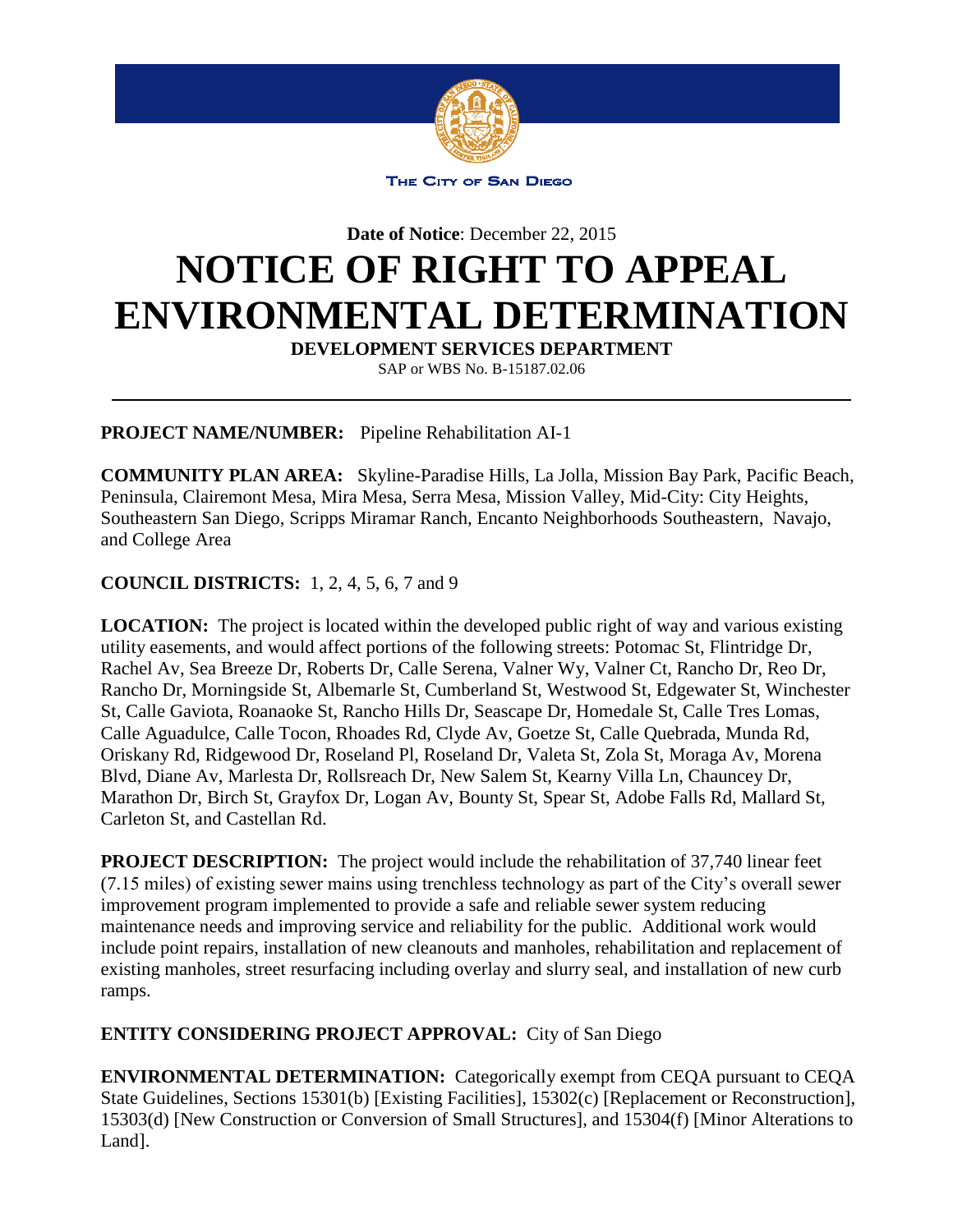THE CITY OF SAN DIEGO

**Date of Notice**: December 22, 2015

# NOTICE OF RIGHT TO APPEAL ENVIRONMENTAL DETERMINATION

**DEVELOPMENT SERVICES DEPARTMENT**

SAP or WBS No. B-15187.02.06

---

**PROJECT NAME/NUMBER:** Pipeline Rehabilitation AI-1

**COMMUNITY PLAN AREA:** Skyline-Paradise Hills, La Jolla, Mission Bay Park, Pacific Beach, Peninsula, Clairemont Mesa, Mira Mesa, Serra Mesa, Mission Valley, Mid-City: City Heights, Southeastern San Diego, Scripps Miramar Ranch, Encanto Neighborhoods Southeastern, Navajo, and College Area

**COUNCIL DISTRICTS:** 1, 2, 4, 5, 6, 7 and 9

**LOCATION:** The project is located within the developed public right of way and various existing utility easements, and would affect portions of the following streets: Potomac St, Flintridge Dr, Rachel Av, Sea Breeze Dr, Roberts Dr, Calle Serena, Valner Wy, Valner Ct, Rancho Dr, Reo Dr, Rancho Dr, Morningside St, Albemarle St, Cumberland St, Westwood St, Edgewater St, Winchester St, Calle Gaviota, Roanaoke St, Rancho Hills Dr, Seascape Dr, Homedale St, Calle Tres Lomas, Calle Aguadulce, Calle Tocon, Rhoades Rd, Clyde Av, Goetze St, Calle Quebrada, Munda Rd, Oriskany Rd, Ridgewood Dr, Roseland Pl, Roseland Dr, Valeta St, Zola St, Moraga Av, Morena Blvd, Diane Av, Marlesta Dr, Rollsreach Dr, New Salem St, Kearny Villa Ln, Chauncey Dr, Marathon Dr, Birch St, Grayfox Dr, Logan Av, Bounty St, Spear St, Adobe Falls Rd, Mallard St, Carleton St, and Castellan Rd.

**PROJECT DESCRIPTION:** The project would include the rehabilitation of 37,740 linear feet (7.15 miles) of existing sewer mains using trenchless technology as part of the City's overall sewer improvement program implemented to provide a safe and reliable sewer system reducing maintenance needs and improving service and reliability for the public. Additional work would include point repairs, installation of new cleanouts and manholes, rehabilitation and replacement of existing manholes, street resurfacing including overlay and slurry seal, and installation of new curb ramps.

**ENTITY CONSIDERING PROJECT APPROVAL:** City of San Diego

**ENVIRONMENTAL DETERMINATION:** Categorically exempt from CEQA pursuant to CEQA State Guidelines, Sections 15301(b) [Existing Facilities], 15302(c) [Replacement or Reconstruction], 15303(d) [New Construction or Conversion of Small Structures], and 15304(f) [Minor Alterations to Land].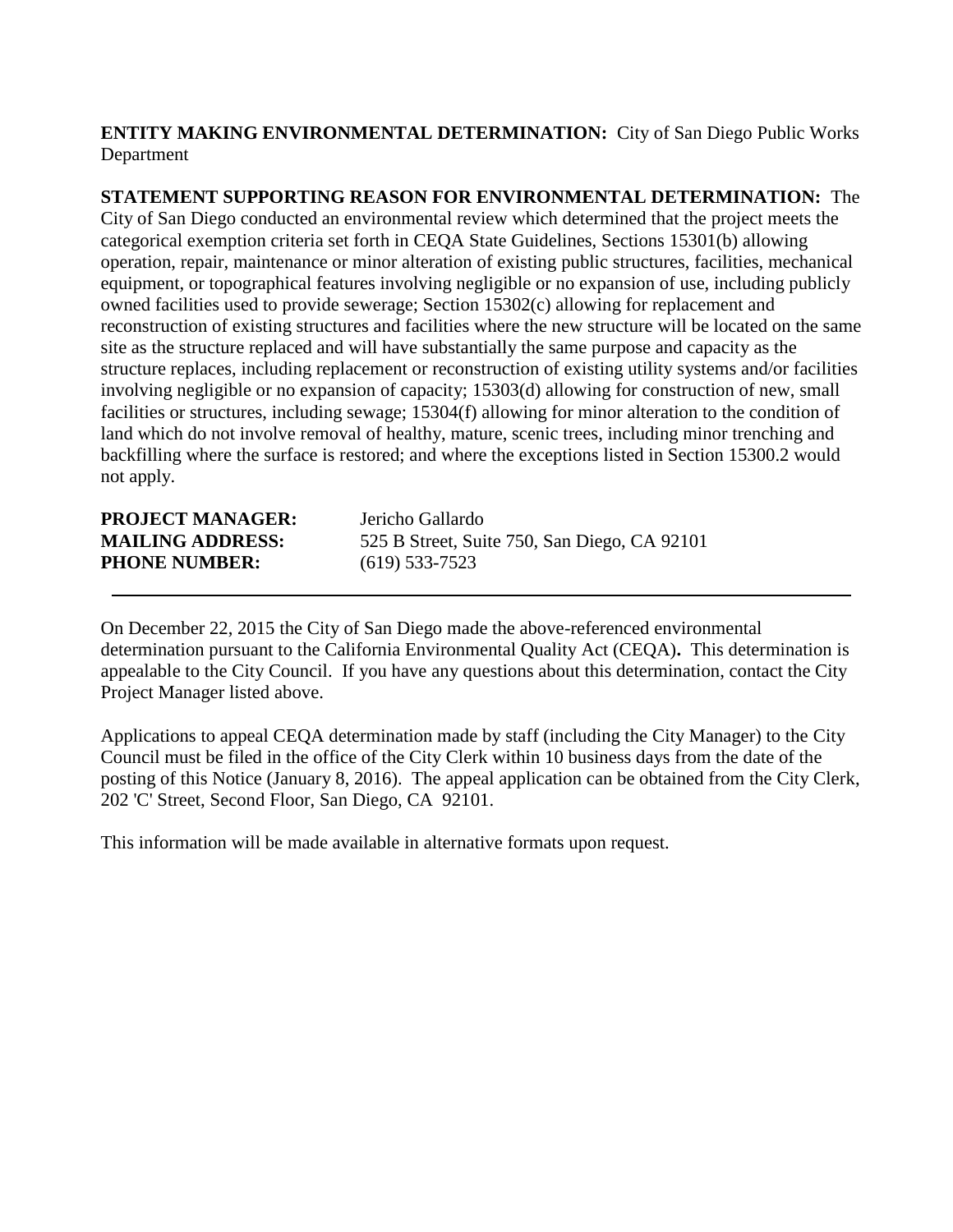**ENTITY MAKING ENVIRONMENTAL DETERMINATION:** City of San Diego Public Works Department

**STATEMENT SUPPORTING REASON FOR ENVIRONMENTAL DETERMINATION:** The City of San Diego conducted an environmental review which determined that the project meets the categorical exemption criteria set forth in CEQA State Guidelines, Sections 15301(b) allowing operation, repair, maintenance or minor alteration of existing public structures, facilities, mechanical equipment, or topographical features involving negligible or no expansion of use, including publicly owned facilities used to provide sewerage; Section 15302(c) allowing for replacement and reconstruction of existing structures and facilities where the new structure will be located on the same site as the structure replaced and will have substantially the same purpose and capacity as the structure replaces, including replacement or reconstruction of existing utility systems and/or facilities involving negligible or no expansion of capacity; 15303(d) allowing for construction of new, small facilities or structures, including sewage; 15304(f) allowing for minor alteration to the condition of land which do not involve removal of healthy, mature, scenic trees, including minor trenching and backfilling where the surface is restored; and where the exceptions listed in Section 15300.2 would not apply.

**PROJECT MANAGER:** Jericho Gallardo
**MAILING ADDRESS:** 525 B Street, Suite 750, San Diego, CA 92101
**PHONE NUMBER:** (619) 533-7523

---

On December 22, 2015 the City of San Diego made the above-referenced environmental determination pursuant to the California Environmental Quality Act (CEQA)**.** This determination is appealable to the City Council. If you have any questions about this determination, contact the City Project Manager listed above.

Applications to appeal CEQA determination made by staff (including the City Manager) to the City Council must be filed in the office of the City Clerk within 10 business days from the date of the posting of this Notice (January 8, 2016). The appeal application can be obtained from the City Clerk, 202 'C' Street, Second Floor, San Diego, CA 92101.

This information will be made available in alternative formats upon request.